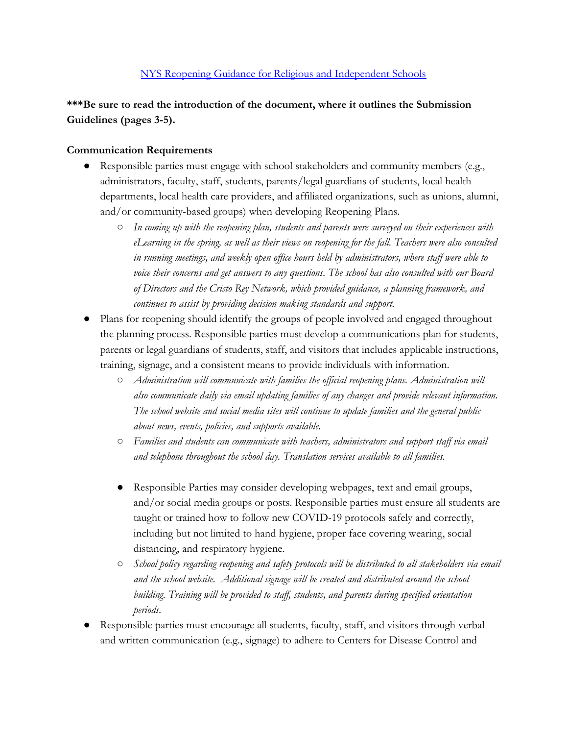[NYS Reopening Guidance for Religious and Independent Schools]

**\*\*\*Be sure to read the introduction of the document, where it outlines the Submission Guidelines (pages 3-5).**

**Communication Requirements**

- Responsible parties must engage with school stakeholders and community members (e.g., administrators, faculty, staff, students, parents/legal guardians of students, local health departments, local health care providers, and affiliated organizations, such as unions, alumni, and/or community-based groups) when developing Reopening Plans.
    - *In coming up with the reopening plan, students and parents were surveyed on their experiences with eLearning in the spring, as well as their views on reopening for the fall. Teachers were also consulted in running meetings, and weekly open office hours held by administrators, where staff were able to voice their concerns and get answers to any questions. The school has also consulted with our Board of Directors and the Cristo Rey Network, which provided guidance, a planning framework, and continues to assist by providing decision making standards and support.*
- Plans for reopening should identify the groups of people involved and engaged throughout the planning process. Responsible parties must develop a communications plan for students, parents or legal guardians of students, staff, and visitors that includes applicable instructions, training, signage, and a consistent means to provide individuals with information.
    - *Administration will communicate with families the official reopening plans. Administration will also communicate daily via email updating families of any changes and provide relevant information. The school website and social media sites will continue to update families and the general public about news, events, policies, and supports available.*
    - *Families and students can communicate with teachers, administrators and support staff via email and telephone throughout the school day. Translation services available to all families.*

    - Responsible Parties may consider developing webpages, text and email groups, and/or social media groups or posts. Responsible parties must ensure all students are taught or trained how to follow new COVID-19 protocols safely and correctly, including but not limited to hand hygiene, proper face covering wearing, social distancing, and respiratory hygiene.
    - *School policy regarding reopening and safety protocols will be distributed to all stakeholders via email and the school website. Additional signage will be created and distributed around the school building. Training will be provided to staff, students, and parents during specified orientation periods.*
- Responsible parties must encourage all students, faculty, staff, and visitors through verbal and written communication (e.g., signage) to adhere to Centers for Disease Control and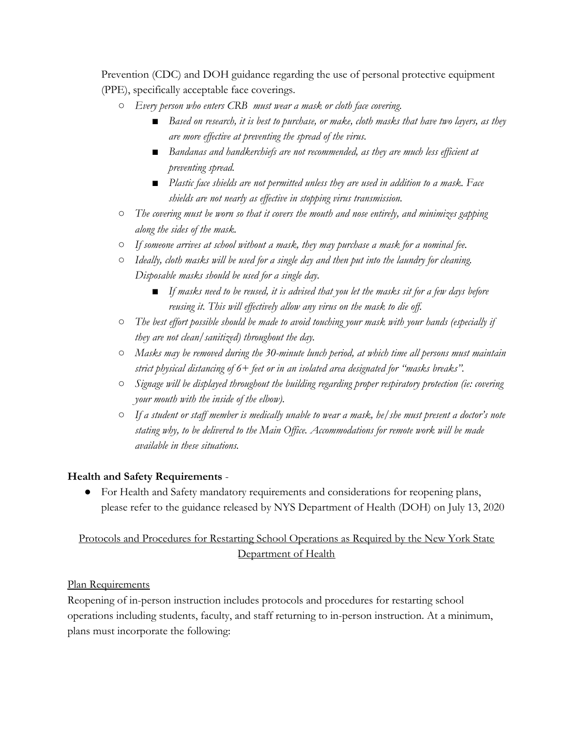Prevention (CDC) and DOH guidance regarding the use of personal protective equipment (PPE), specifically acceptable face coverings.

- *Every person who enters CRB must wear a mask or cloth face covering.*
    - *Based on research, it is best to purchase, or make, cloth masks that have two layers, as they are more effective at preventing the spread of the virus.*
    - *Bandanas and handkerchiefs are not recommended, as they are much less efficient at preventing spread.*
    - *Plastic face shields are not permitted unless they are used in addition to a mask. Face shields are not nearly as effective in stopping virus transmission.*
- *The covering must be worn so that it covers the mouth and nose entirely, and minimizes gapping along the sides of the mask.*
- *If someone arrives at school without a mask, they may purchase a mask for a nominal fee.*
- *Ideally, cloth masks will be used for a single day and then put into the laundry for cleaning. Disposable masks should be used for a single day.*
    - *If masks need to be reused, it is advised that you let the masks sit for a few days before reusing it. This will effectively allow any virus on the mask to die off.*
- *The best effort possible should be made to avoid touching your mask with your hands (especially if they are not clean/sanitized) throughout the day.*
- *Masks may be removed during the 30-minute lunch period, at which time all persons must maintain strict physical distancing of 6+ feet or in an isolated area designated for "masks breaks".*
- *Signage will be displayed throughout the building regarding proper respiratory protection (ie: covering your mouth with the inside of the elbow).*
- *If a student or staff member is medically unable to wear a mask, he/she must present a doctor's note stating why, to be delivered to the Main Office. Accommodations for remote work will be made available in these situations.*

**Health and Safety Requirements** -

- For Health and Safety mandatory requirements and considerations for reopening plans, please refer to the guidance released by NYS Department of Health (DOH) on July 13, 2020

<u>Protocols and Procedures for Restarting School Operations as Required by the New York State Department of Health</u>

<u>Plan Requirements</u>

Reopening of in-person instruction includes protocols and procedures for restarting school operations including students, faculty, and staff returning to in-person instruction. At a minimum, plans must incorporate the following: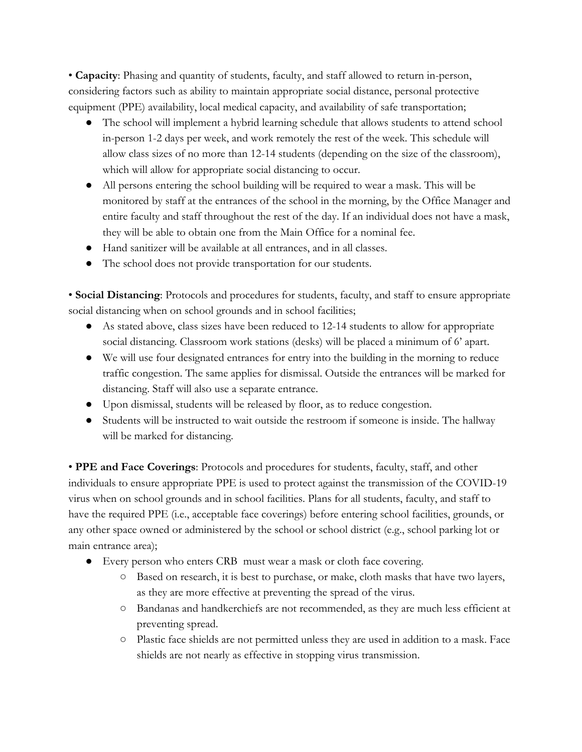• **Capacity**: Phasing and quantity of students, faculty, and staff allowed to return in-person, considering factors such as ability to maintain appropriate social distance, personal protective equipment (PPE) availability, local medical capacity, and availability of safe transportation;

- The school will implement a hybrid learning schedule that allows students to attend school in-person 1-2 days per week, and work remotely the rest of the week. This schedule will allow class sizes of no more than 12-14 students (depending on the size of the classroom), which will allow for appropriate social distancing to occur.
- All persons entering the school building will be required to wear a mask. This will be monitored by staff at the entrances of the school in the morning, by the Office Manager and entire faculty and staff throughout the rest of the day. If an individual does not have a mask, they will be able to obtain one from the Main Office for a nominal fee.
- Hand sanitizer will be available at all entrances, and in all classes.
- The school does not provide transportation for our students.

• **Social Distancing**: Protocols and procedures for students, faculty, and staff to ensure appropriate social distancing when on school grounds and in school facilities;

- As stated above, class sizes have been reduced to 12-14 students to allow for appropriate social distancing. Classroom work stations (desks) will be placed a minimum of 6' apart.
- We will use four designated entrances for entry into the building in the morning to reduce traffic congestion. The same applies for dismissal. Outside the entrances will be marked for distancing. Staff will also use a separate entrance.
- Upon dismissal, students will be released by floor, as to reduce congestion.
- Students will be instructed to wait outside the restroom if someone is inside. The hallway will be marked for distancing.

• **PPE and Face Coverings**: Protocols and procedures for students, faculty, staff, and other individuals to ensure appropriate PPE is used to protect against the transmission of the COVID-19 virus when on school grounds and in school facilities. Plans for all students, faculty, and staff to have the required PPE (i.e., acceptable face coverings) before entering school facilities, grounds, or any other space owned or administered by the school or school district (e.g., school parking lot or main entrance area);

- Every person who enters CRB must wear a mask or cloth face covering.
    - Based on research, it is best to purchase, or make, cloth masks that have two layers, as they are more effective at preventing the spread of the virus.
    - Bandanas and handkerchiefs are not recommended, as they are much less efficient at preventing spread.
    - Plastic face shields are not permitted unless they are used in addition to a mask. Face shields are not nearly as effective in stopping virus transmission.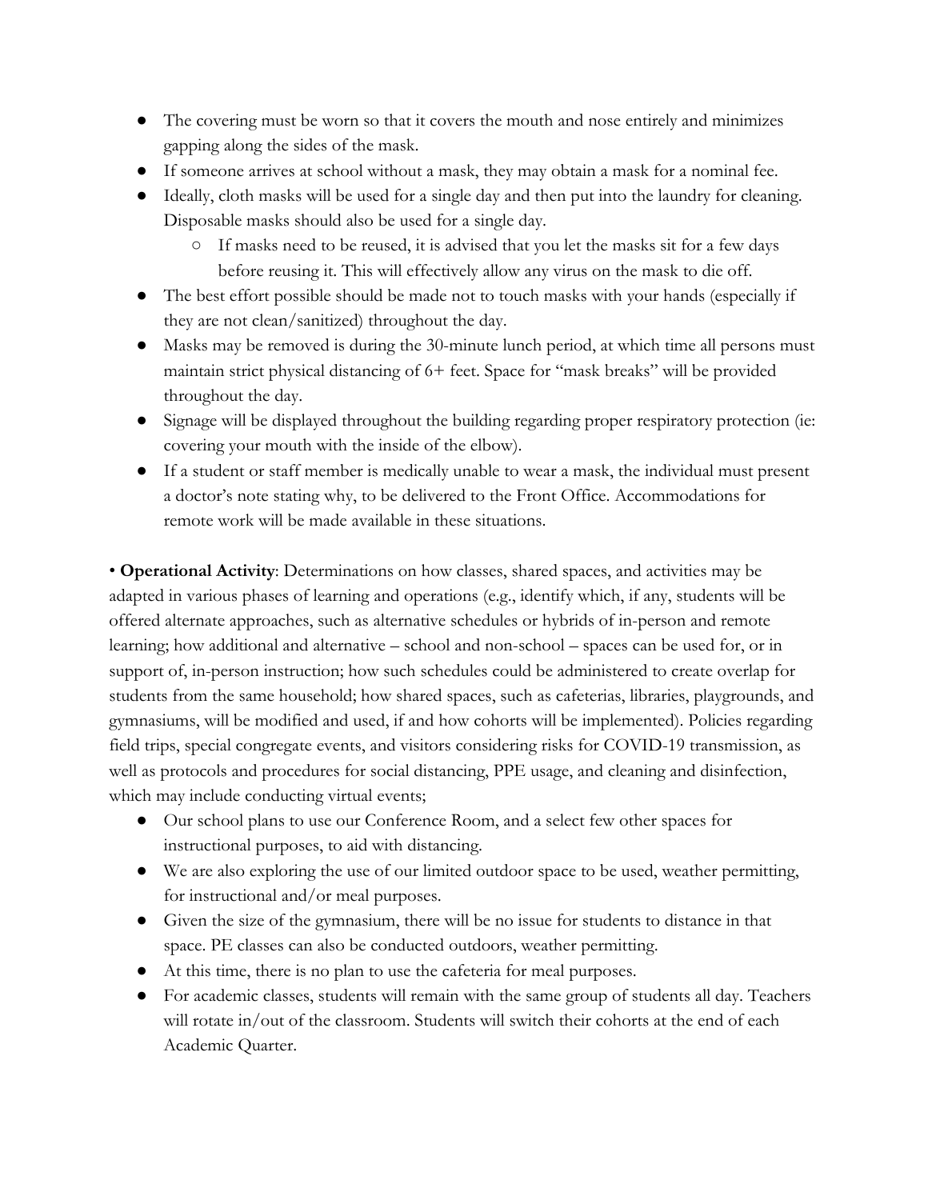- The covering must be worn so that it covers the mouth and nose entirely and minimizes gapping along the sides of the mask.
- If someone arrives at school without a mask, they may obtain a mask for a nominal fee.
- Ideally, cloth masks will be used for a single day and then put into the laundry for cleaning. Disposable masks should also be used for a single day.
    - If masks need to be reused, it is advised that you let the masks sit for a few days before reusing it. This will effectively allow any virus on the mask to die off.
- The best effort possible should be made not to touch masks with your hands (especially if they are not clean/sanitized) throughout the day.
- Masks may be removed is during the 30-minute lunch period, at which time all persons must maintain strict physical distancing of 6+ feet. Space for "mask breaks" will be provided throughout the day.
- Signage will be displayed throughout the building regarding proper respiratory protection (ie: covering your mouth with the inside of the elbow).
- If a student or staff member is medically unable to wear a mask, the individual must present a doctor's note stating why, to be delivered to the Front Office. Accommodations for remote work will be made available in these situations.

• **Operational Activity**: Determinations on how classes, shared spaces, and activities may be adapted in various phases of learning and operations (e.g., identify which, if any, students will be offered alternate approaches, such as alternative schedules or hybrids of in-person and remote learning; how additional and alternative – school and non-school – spaces can be used for, or in support of, in-person instruction; how such schedules could be administered to create overlap for students from the same household; how shared spaces, such as cafeterias, libraries, playgrounds, and gymnasiums, will be modified and used, if and how cohorts will be implemented). Policies regarding field trips, special congregate events, and visitors considering risks for COVID-19 transmission, as well as protocols and procedures for social distancing, PPE usage, and cleaning and disinfection, which may include conducting virtual events;

- Our school plans to use our Conference Room, and a select few other spaces for instructional purposes, to aid with distancing.
- We are also exploring the use of our limited outdoor space to be used, weather permitting, for instructional and/or meal purposes.
- Given the size of the gymnasium, there will be no issue for students to distance in that space. PE classes can also be conducted outdoors, weather permitting.
- At this time, there is no plan to use the cafeteria for meal purposes.
- For academic classes, students will remain with the same group of students all day. Teachers will rotate in/out of the classroom. Students will switch their cohorts at the end of each Academic Quarter.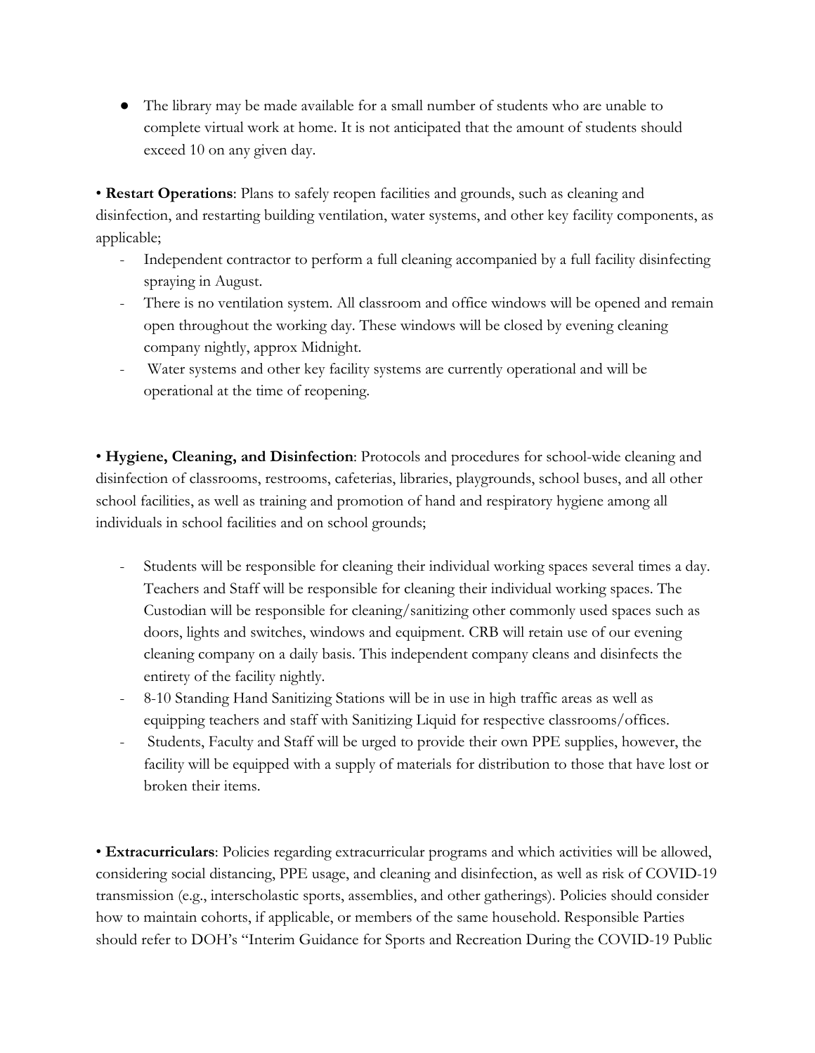- The library may be made available for a small number of students who are unable to complete virtual work at home. It is not anticipated that the amount of students should exceed 10 on any given day.

• **Restart Operations**: Plans to safely reopen facilities and grounds, such as cleaning and disinfection, and restarting building ventilation, water systems, and other key facility components, as applicable;

- Independent contractor to perform a full cleaning accompanied by a full facility disinfecting spraying in August.
- There is no ventilation system. All classroom and office windows will be opened and remain open throughout the working day. These windows will be closed by evening cleaning company nightly, approx Midnight.
- Water systems and other key facility systems are currently operational and will be operational at the time of reopening.

• **Hygiene, Cleaning, and Disinfection**: Protocols and procedures for school-wide cleaning and disinfection of classrooms, restrooms, cafeterias, libraries, playgrounds, school buses, and all other school facilities, as well as training and promotion of hand and respiratory hygiene among all individuals in school facilities and on school grounds;

- Students will be responsible for cleaning their individual working spaces several times a day. Teachers and Staff will be responsible for cleaning their individual working spaces. The Custodian will be responsible for cleaning/sanitizing other commonly used spaces such as doors, lights and switches, windows and equipment. CRB will retain use of our evening cleaning company on a daily basis. This independent company cleans and disinfects the entirety of the facility nightly.
- 8-10 Standing Hand Sanitizing Stations will be in use in high traffic areas as well as equipping teachers and staff with Sanitizing Liquid for respective classrooms/offices.
- Students, Faculty and Staff will be urged to provide their own PPE supplies, however, the facility will be equipped with a supply of materials for distribution to those that have lost or broken their items.

• **Extracurriculars**: Policies regarding extracurricular programs and which activities will be allowed, considering social distancing, PPE usage, and cleaning and disinfection, as well as risk of COVID-19 transmission (e.g., interscholastic sports, assemblies, and other gatherings). Policies should consider how to maintain cohorts, if applicable, or members of the same household. Responsible Parties should refer to DOH's "Interim Guidance for Sports and Recreation During the COVID-19 Public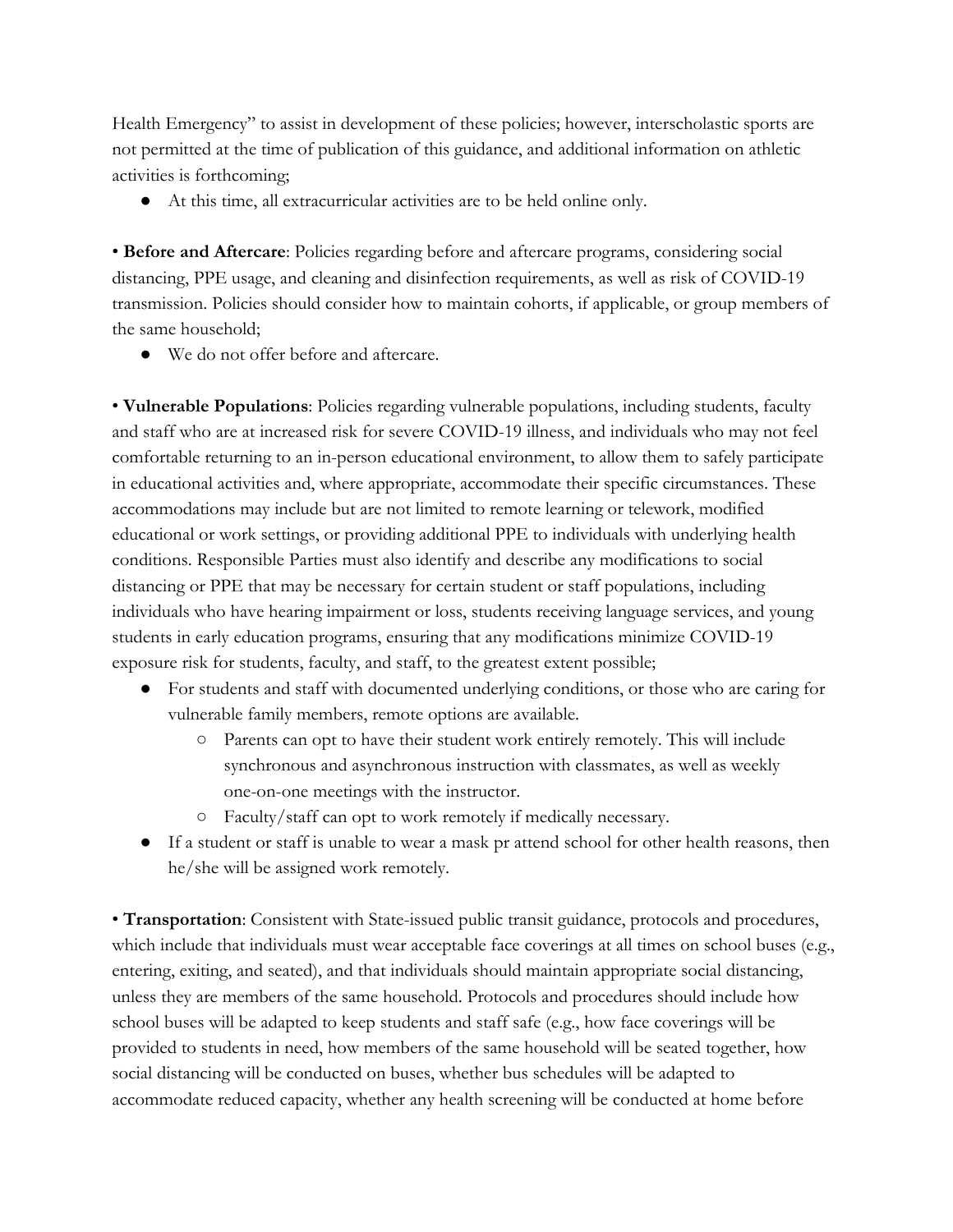Health Emergency" to assist in development of these policies; however, interscholastic sports are not permitted at the time of publication of this guidance, and additional information on athletic activities is forthcoming;

- At this time, all extracurricular activities are to be held online only.

• **Before and Aftercare**: Policies regarding before and aftercare programs, considering social distancing, PPE usage, and cleaning and disinfection requirements, as well as risk of COVID-19 transmission. Policies should consider how to maintain cohorts, if applicable, or group members of the same household;

- We do not offer before and aftercare.

• **Vulnerable Populations**: Policies regarding vulnerable populations, including students, faculty and staff who are at increased risk for severe COVID-19 illness, and individuals who may not feel comfortable returning to an in-person educational environment, to allow them to safely participate in educational activities and, where appropriate, accommodate their specific circumstances. These accommodations may include but are not limited to remote learning or telework, modified educational or work settings, or providing additional PPE to individuals with underlying health conditions. Responsible Parties must also identify and describe any modifications to social distancing or PPE that may be necessary for certain student or staff populations, including individuals who have hearing impairment or loss, students receiving language services, and young students in early education programs, ensuring that any modifications minimize COVID-19 exposure risk for students, faculty, and staff, to the greatest extent possible;

- For students and staff with documented underlying conditions, or those who are caring for vulnerable family members, remote options are available.
    - Parents can opt to have their student work entirely remotely. This will include synchronous and asynchronous instruction with classmates, as well as weekly one-on-one meetings with the instructor.
    - Faculty/staff can opt to work remotely if medically necessary.
- If a student or staff is unable to wear a mask pr attend school for other health reasons, then he/she will be assigned work remotely.

• **Transportation**: Consistent with State-issued public transit guidance, protocols and procedures, which include that individuals must wear acceptable face coverings at all times on school buses (e.g., entering, exiting, and seated), and that individuals should maintain appropriate social distancing, unless they are members of the same household. Protocols and procedures should include how school buses will be adapted to keep students and staff safe (e.g., how face coverings will be provided to students in need, how members of the same household will be seated together, how social distancing will be conducted on buses, whether bus schedules will be adapted to accommodate reduced capacity, whether any health screening will be conducted at home before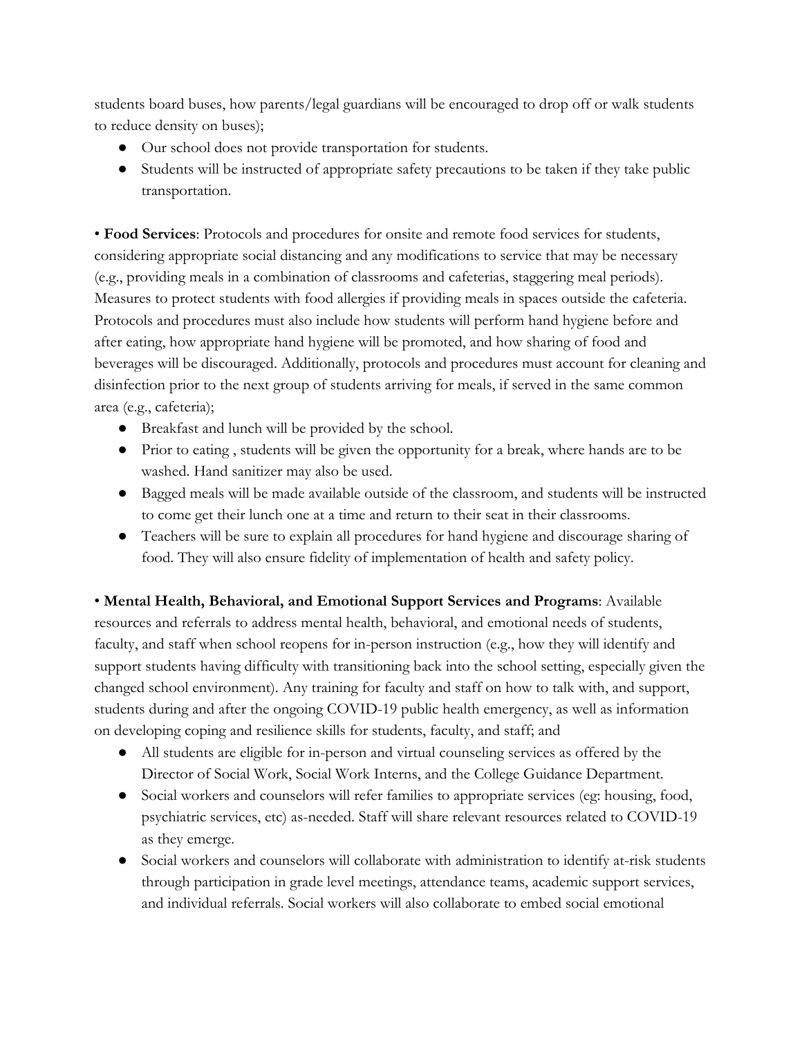students board buses, how parents/legal guardians will be encouraged to drop off or walk students to reduce density on buses);

- Our school does not provide transportation for students.
- Students will be instructed of appropriate safety precautions to be taken if they take public transportation.

• **Food Services**: Protocols and procedures for onsite and remote food services for students, considering appropriate social distancing and any modifications to service that may be necessary (e.g., providing meals in a combination of classrooms and cafeterias, staggering meal periods). Measures to protect students with food allergies if providing meals in spaces outside the cafeteria. Protocols and procedures must also include how students will perform hand hygiene before and after eating, how appropriate hand hygiene will be promoted, and how sharing of food and beverages will be discouraged. Additionally, protocols and procedures must account for cleaning and disinfection prior to the next group of students arriving for meals, if served in the same common area (e.g., cafeteria);

- Breakfast and lunch will be provided by the school.
- Prior to eating , students will be given the opportunity for a break, where hands are to be washed. Hand sanitizer may also be used.
- Bagged meals will be made available outside of the classroom, and students will be instructed to come get their lunch one at a time and return to their seat in their classrooms.
- Teachers will be sure to explain all procedures for hand hygiene and discourage sharing of food. They will also ensure fidelity of implementation of health and safety policy.

• **Mental Health, Behavioral, and Emotional Support Services and Programs**: Available resources and referrals to address mental health, behavioral, and emotional needs of students, faculty, and staff when school reopens for in-person instruction (e.g., how they will identify and support students having difficulty with transitioning back into the school setting, especially given the changed school environment). Any training for faculty and staff on how to talk with, and support, students during and after the ongoing COVID-19 public health emergency, as well as information on developing coping and resilience skills for students, faculty, and staff; and

- All students are eligible for in-person and virtual counseling services as offered by the Director of Social Work, Social Work Interns, and the College Guidance Department.
- Social workers and counselors will refer families to appropriate services (eg: housing, food, psychiatric services, etc) as-needed. Staff will share relevant resources related to COVID-19 as they emerge.
- Social workers and counselors will collaborate with administration to identify at-risk students through participation in grade level meetings, attendance teams, academic support services, and individual referrals. Social workers will also collaborate to embed social emotional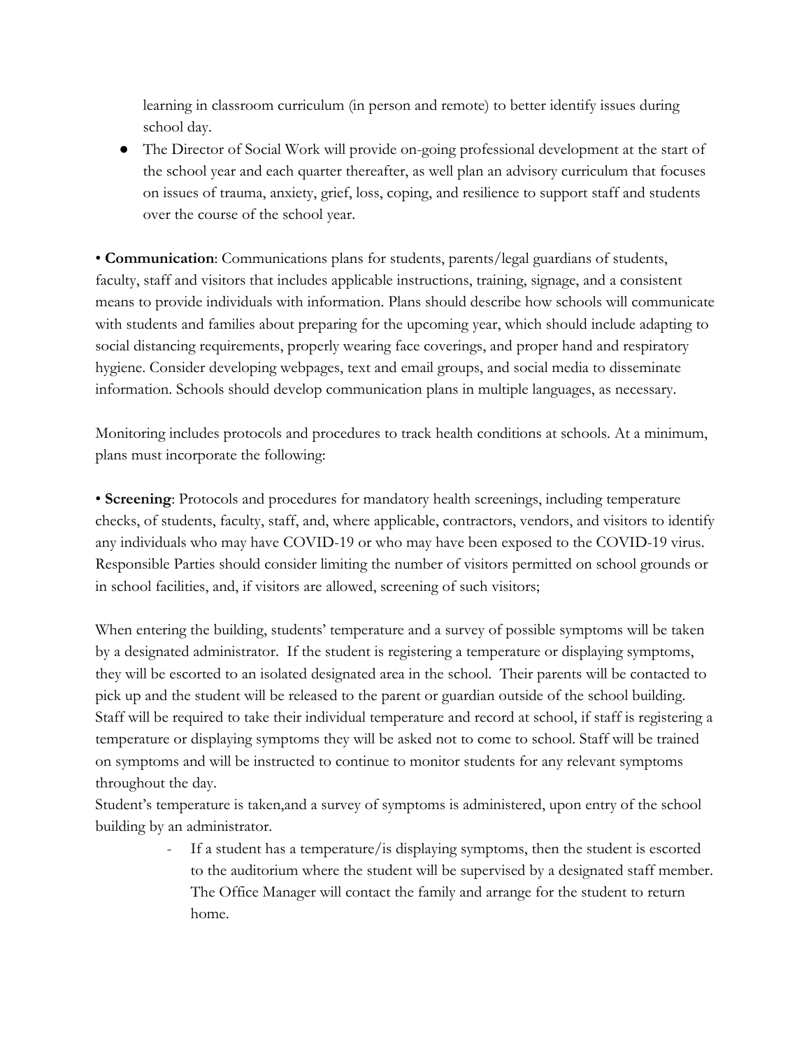learning in classroom curriculum (in person and remote) to better identify issues during school day.

- The Director of Social Work will provide on-going professional development at the start of the school year and each quarter thereafter, as well plan an advisory curriculum that focuses on issues of trauma, anxiety, grief, loss, coping, and resilience to support staff and students over the course of the school year.

• **Communication**: Communications plans for students, parents/legal guardians of students, faculty, staff and visitors that includes applicable instructions, training, signage, and a consistent means to provide individuals with information. Plans should describe how schools will communicate with students and families about preparing for the upcoming year, which should include adapting to social distancing requirements, properly wearing face coverings, and proper hand and respiratory hygiene. Consider developing webpages, text and email groups, and social media to disseminate information. Schools should develop communication plans in multiple languages, as necessary.

Monitoring includes protocols and procedures to track health conditions at schools. At a minimum, plans must incorporate the following:

• **Screening**: Protocols and procedures for mandatory health screenings, including temperature checks, of students, faculty, staff, and, where applicable, contractors, vendors, and visitors to identify any individuals who may have COVID-19 or who may have been exposed to the COVID-19 virus. Responsible Parties should consider limiting the number of visitors permitted on school grounds or in school facilities, and, if visitors are allowed, screening of such visitors;

When entering the building, students' temperature and a survey of possible symptoms will be taken by a designated administrator. If the student is registering a temperature or displaying symptoms, they will be escorted to an isolated designated area in the school. Their parents will be contacted to pick up and the student will be released to the parent or guardian outside of the school building. Staff will be required to take their individual temperature and record at school, if staff is registering a temperature or displaying symptoms they will be asked not to come to school. Staff will be trained on symptoms and will be instructed to continue to monitor students for any relevant symptoms throughout the day.
Student's temperature is taken,and a survey of symptoms is administered, upon entry of the school building by an administrator.

- If a student has a temperature/is displaying symptoms, then the student is escorted to the auditorium where the student will be supervised by a designated staff member. The Office Manager will contact the family and arrange for the student to return home.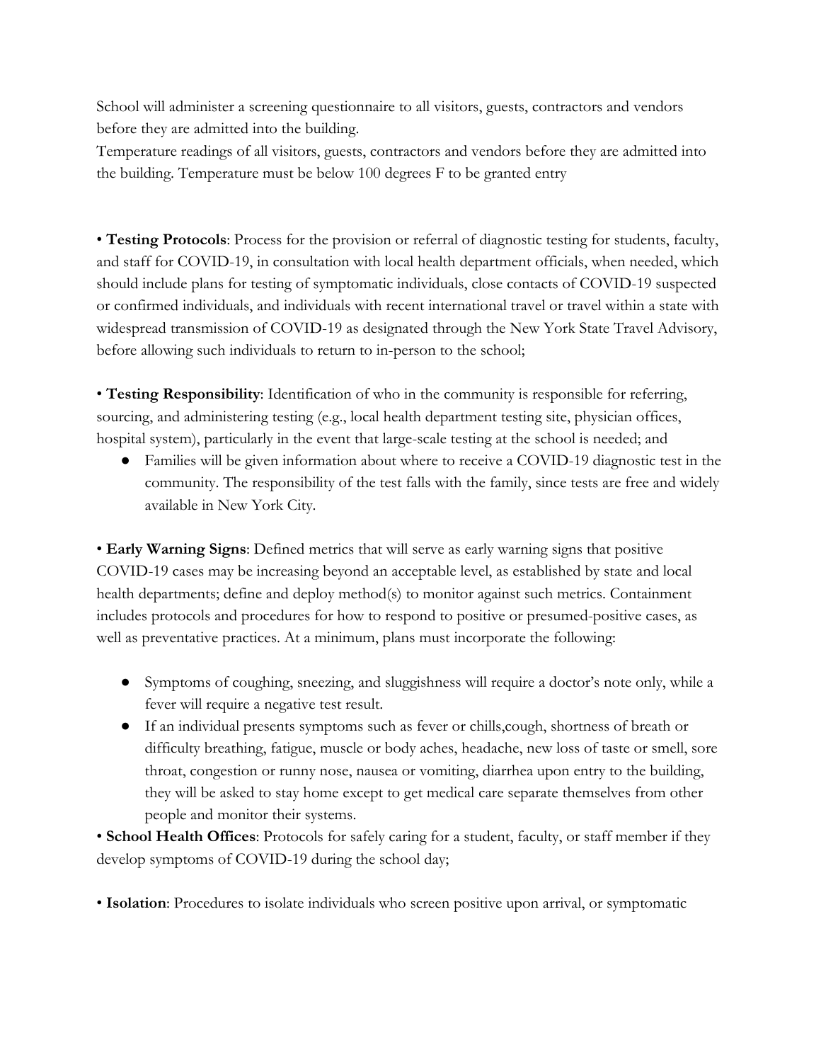School will administer a screening questionnaire to all visitors, guests, contractors and vendors before they are admitted into the building.
Temperature readings of all visitors, guests, contractors and vendors before they are admitted into the building. Temperature must be below 100 degrees F to be granted entry

• **Testing Protocols**: Process for the provision or referral of diagnostic testing for students, faculty, and staff for COVID-19, in consultation with local health department officials, when needed, which should include plans for testing of symptomatic individuals, close contacts of COVID-19 suspected or confirmed individuals, and individuals with recent international travel or travel within a state with widespread transmission of COVID-19 as designated through the New York State Travel Advisory, before allowing such individuals to return to in-person to the school;

• **Testing Responsibility**: Identification of who in the community is responsible for referring, sourcing, and administering testing (e.g., local health department testing site, physician offices, hospital system), particularly in the event that large-scale testing at the school is needed; and

- Families will be given information about where to receive a COVID-19 diagnostic test in the community. The responsibility of the test falls with the family, since tests are free and widely available in New York City.

• **Early Warning Signs**: Defined metrics that will serve as early warning signs that positive COVID-19 cases may be increasing beyond an acceptable level, as established by state and local health departments; define and deploy method(s) to monitor against such metrics. Containment includes protocols and procedures for how to respond to positive or presumed-positive cases, as well as preventative practices. At a minimum, plans must incorporate the following:

- Symptoms of coughing, sneezing, and sluggishness will require a doctor's note only, while a fever will require a negative test result.
- If an individual presents symptoms such as fever or chills,cough, shortness of breath or difficulty breathing, fatigue, muscle or body aches, headache, new loss of taste or smell, sore throat, congestion or runny nose, nausea or vomiting, diarrhea upon entry to the building, they will be asked to stay home except to get medical care separate themselves from other people and monitor their systems.

• **School Health Offices**: Protocols for safely caring for a student, faculty, or staff member if they develop symptoms of COVID-19 during the school day;

• **Isolation**: Procedures to isolate individuals who screen positive upon arrival, or symptomatic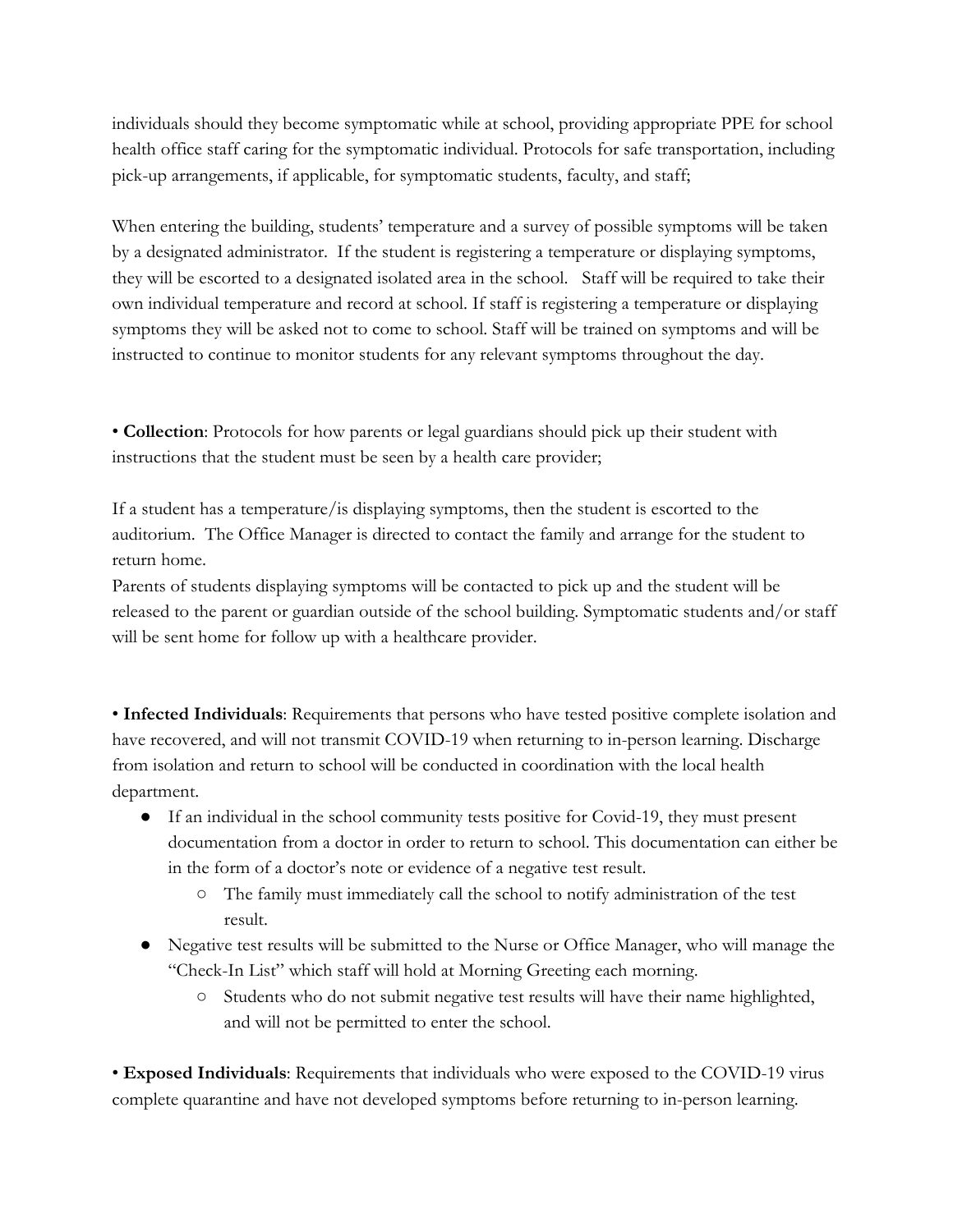individuals should they become symptomatic while at school, providing appropriate PPE for school health office staff caring for the symptomatic individual. Protocols for safe transportation, including pick-up arrangements, if applicable, for symptomatic students, faculty, and staff;

When entering the building, students' temperature and a survey of possible symptoms will be taken by a designated administrator. If the student is registering a temperature or displaying symptoms, they will be escorted to a designated isolated area in the school. Staff will be required to take their own individual temperature and record at school. If staff is registering a temperature or displaying symptoms they will be asked not to come to school. Staff will be trained on symptoms and will be instructed to continue to monitor students for any relevant symptoms throughout the day.

• **Collection**: Protocols for how parents or legal guardians should pick up their student with instructions that the student must be seen by a health care provider;

If a student has a temperature/is displaying symptoms, then the student is escorted to the auditorium. The Office Manager is directed to contact the family and arrange for the student to return home.
Parents of students displaying symptoms will be contacted to pick up and the student will be released to the parent or guardian outside of the school building. Symptomatic students and/or staff will be sent home for follow up with a healthcare provider.

• **Infected Individuals**: Requirements that persons who have tested positive complete isolation and have recovered, and will not transmit COVID-19 when returning to in-person learning. Discharge from isolation and return to school will be conducted in coordination with the local health department.

- If an individual in the school community tests positive for Covid-19, they must present documentation from a doctor in order to return to school. This documentation can either be in the form of a doctor's note or evidence of a negative test result.
    - The family must immediately call the school to notify administration of the test result.
- Negative test results will be submitted to the Nurse or Office Manager, who will manage the "Check-In List" which staff will hold at Morning Greeting each morning.
    - Students who do not submit negative test results will have their name highlighted, and will not be permitted to enter the school.

• **Exposed Individuals**: Requirements that individuals who were exposed to the COVID-19 virus complete quarantine and have not developed symptoms before returning to in-person learning.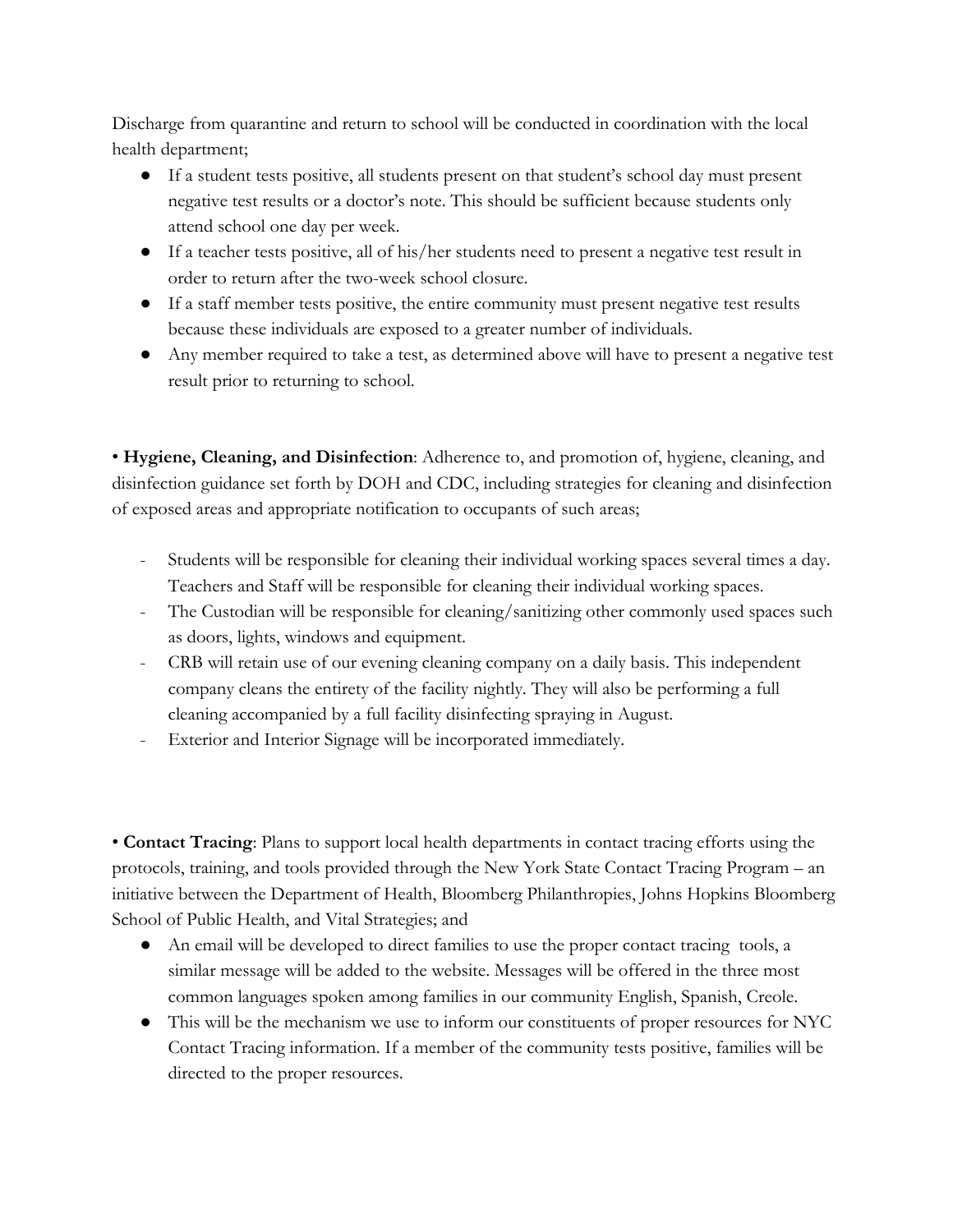Discharge from quarantine and return to school will be conducted in coordination with the local health department;

- If a student tests positive, all students present on that student's school day must present negative test results or a doctor's note. This should be sufficient because students only attend school one day per week.
- If a teacher tests positive, all of his/her students need to present a negative test result in order to return after the two-week school closure.
- If a staff member tests positive, the entire community must present negative test results because these individuals are exposed to a greater number of individuals.
- Any member required to take a test, as determined above will have to present a negative test result prior to returning to school.

• **Hygiene, Cleaning, and Disinfection**: Adherence to, and promotion of, hygiene, cleaning, and disinfection guidance set forth by DOH and CDC, including strategies for cleaning and disinfection of exposed areas and appropriate notification to occupants of such areas;

- Students will be responsible for cleaning their individual working spaces several times a day. Teachers and Staff will be responsible for cleaning their individual working spaces.
- The Custodian will be responsible for cleaning/sanitizing other commonly used spaces such as doors, lights, windows and equipment.
- CRB will retain use of our evening cleaning company on a daily basis. This independent company cleans the entirety of the facility nightly. They will also be performing a full cleaning accompanied by a full facility disinfecting spraying in August.
- Exterior and Interior Signage will be incorporated immediately.

• **Contact Tracing**: Plans to support local health departments in contact tracing efforts using the protocols, training, and tools provided through the New York State Contact Tracing Program – an initiative between the Department of Health, Bloomberg Philanthropies, Johns Hopkins Bloomberg School of Public Health, and Vital Strategies; and

- An email will be developed to direct families to use the proper contact tracing tools, a similar message will be added to the website. Messages will be offered in the three most common languages spoken among families in our community English, Spanish, Creole.
- This will be the mechanism we use to inform our constituents of proper resources for NYC Contact Tracing information. If a member of the community tests positive, families will be directed to the proper resources.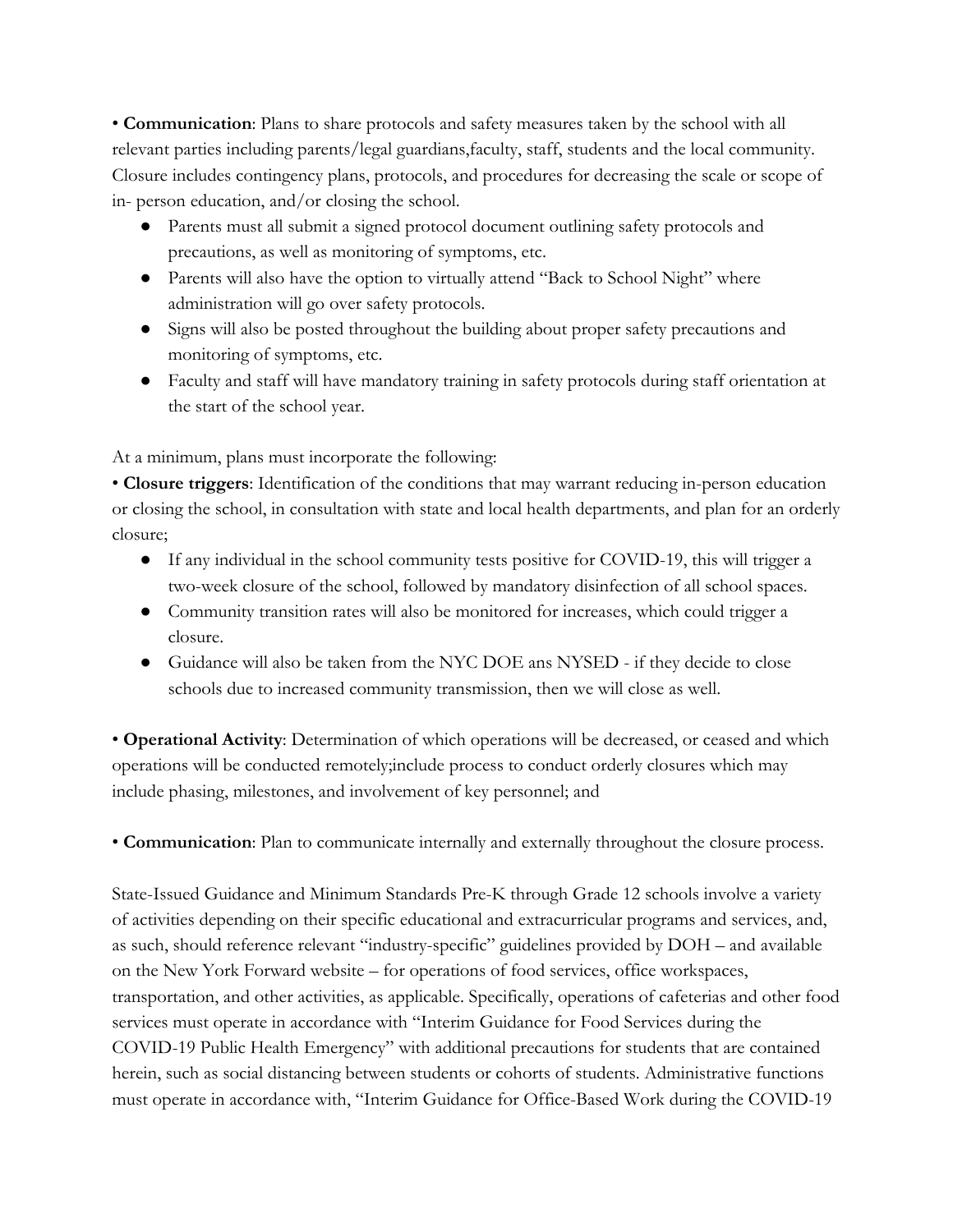• **Communication**: Plans to share protocols and safety measures taken by the school with all relevant parties including parents/legal guardians,faculty, staff, students and the local community. Closure includes contingency plans, protocols, and procedures for decreasing the scale or scope of in- person education, and/or closing the school.

- Parents must all submit a signed protocol document outlining safety protocols and precautions, as well as monitoring of symptoms, etc.
- Parents will also have the option to virtually attend "Back to School Night" where administration will go over safety protocols.
- Signs will also be posted throughout the building about proper safety precautions and monitoring of symptoms, etc.
- Faculty and staff will have mandatory training in safety protocols during staff orientation at the start of the school year.

At a minimum, plans must incorporate the following:

• **Closure triggers**: Identification of the conditions that may warrant reducing in-person education or closing the school, in consultation with state and local health departments, and plan for an orderly closure;

- If any individual in the school community tests positive for COVID-19, this will trigger a two-week closure of the school, followed by mandatory disinfection of all school spaces.
- Community transition rates will also be monitored for increases, which could trigger a closure.
- Guidance will also be taken from the NYC DOE ans NYSED - if they decide to close schools due to increased community transmission, then we will close as well.

• **Operational Activity**: Determination of which operations will be decreased, or ceased and which operations will be conducted remotely;include process to conduct orderly closures which may include phasing, milestones, and involvement of key personnel; and

• **Communication**: Plan to communicate internally and externally throughout the closure process.

State-Issued Guidance and Minimum Standards Pre-K through Grade 12 schools involve a variety of activities depending on their specific educational and extracurricular programs and services, and, as such, should reference relevant "industry-specific" guidelines provided by DOH – and available on the New York Forward website – for operations of food services, office workspaces, transportation, and other activities, as applicable. Specifically, operations of cafeterias and other food services must operate in accordance with "Interim Guidance for Food Services during the COVID-19 Public Health Emergency" with additional precautions for students that are contained herein, such as social distancing between students or cohorts of students. Administrative functions must operate in accordance with, "Interim Guidance for Office-Based Work during the COVID-19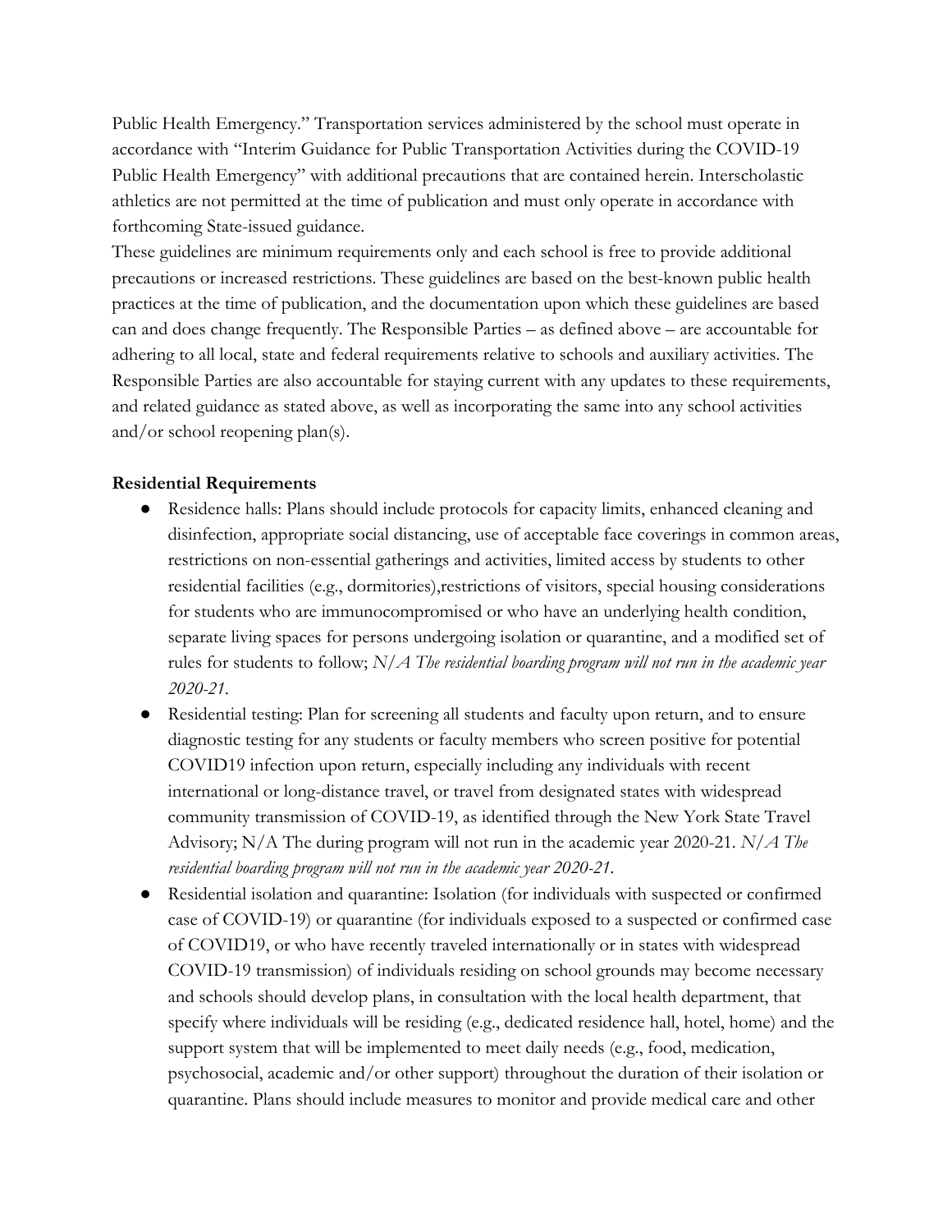Public Health Emergency." Transportation services administered by the school must operate in accordance with "Interim Guidance for Public Transportation Activities during the COVID-19 Public Health Emergency" with additional precautions that are contained herein. Interscholastic athletics are not permitted at the time of publication and must only operate in accordance with forthcoming State-issued guidance.

These guidelines are minimum requirements only and each school is free to provide additional precautions or increased restrictions. These guidelines are based on the best-known public health practices at the time of publication, and the documentation upon which these guidelines are based can and does change frequently. The Responsible Parties – as defined above – are accountable for adhering to all local, state and federal requirements relative to schools and auxiliary activities. The Responsible Parties are also accountable for staying current with any updates to these requirements, and related guidance as stated above, as well as incorporating the same into any school activities and/or school reopening plan(s).

**Residential Requirements**

- Residence halls: Plans should include protocols for capacity limits, enhanced cleaning and disinfection, appropriate social distancing, use of acceptable face coverings in common areas, restrictions on non-essential gatherings and activities, limited access by students to other residential facilities (e.g., dormitories),restrictions of visitors, special housing considerations for students who are immunocompromised or who have an underlying health condition, separate living spaces for persons undergoing isolation or quarantine, and a modified set of rules for students to follow; *N/A The residential boarding program will not run in the academic year 2020-21.*
- Residential testing: Plan for screening all students and faculty upon return, and to ensure diagnostic testing for any students or faculty members who screen positive for potential COVID19 infection upon return, especially including any individuals with recent international or long-distance travel, or travel from designated states with widespread community transmission of COVID-19, as identified through the New York State Travel Advisory; N/A The during program will not run in the academic year 2020-21. *N/A The residential boarding program will not run in the academic year 2020-21.*
- Residential isolation and quarantine: Isolation (for individuals with suspected or confirmed case of COVID-19) or quarantine (for individuals exposed to a suspected or confirmed case of COVID19, or who have recently traveled internationally or in states with widespread COVID-19 transmission) of individuals residing on school grounds may become necessary and schools should develop plans, in consultation with the local health department, that specify where individuals will be residing (e.g., dedicated residence hall, hotel, home) and the support system that will be implemented to meet daily needs (e.g., food, medication, psychosocial, academic and/or other support) throughout the duration of their isolation or quarantine. Plans should include measures to monitor and provide medical care and other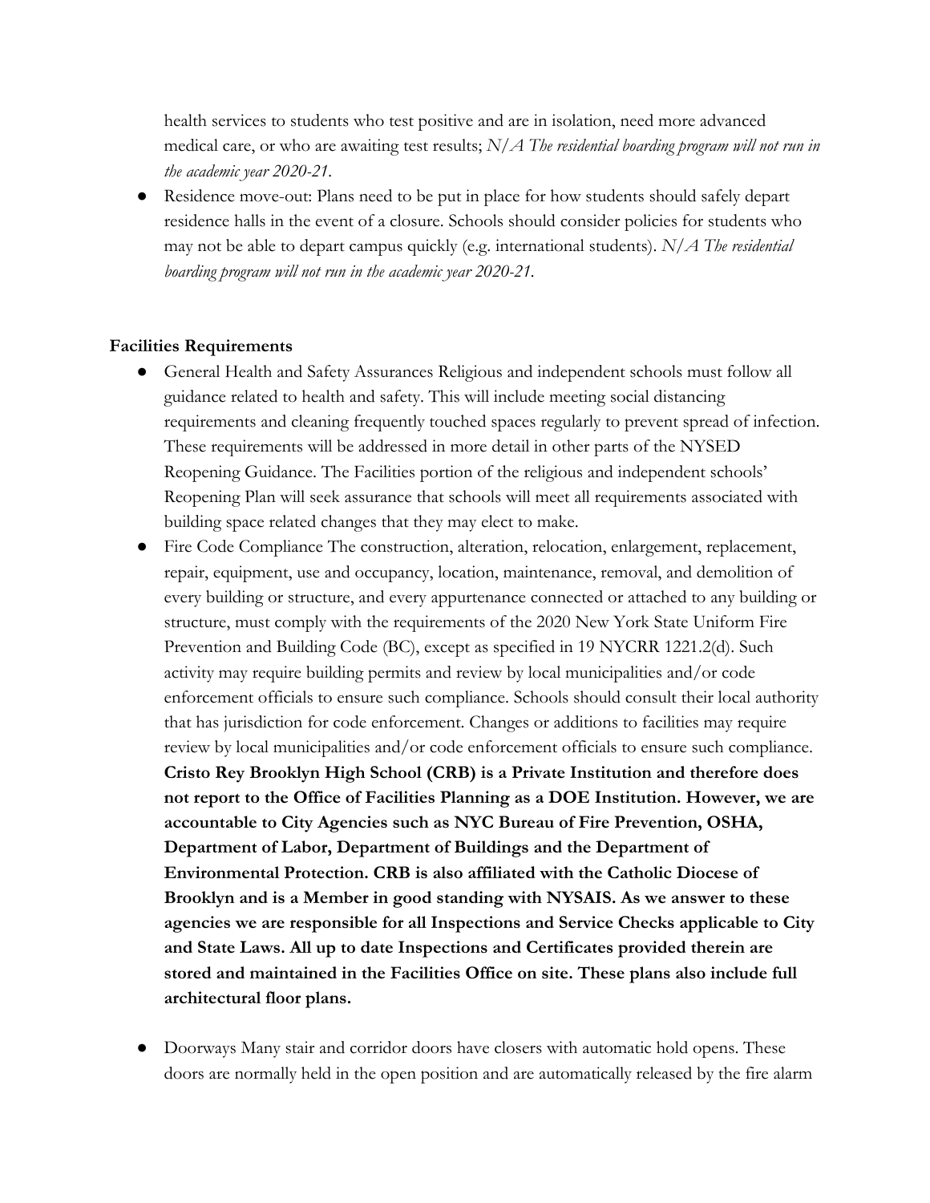health services to students who test positive and are in isolation, need more advanced medical care, or who are awaiting test results; *N/A The residential boarding program will not run in the academic year 2020-21.*

- Residence move-out: Plans need to be put in place for how students should safely depart residence halls in the event of a closure. Schools should consider policies for students who may not be able to depart campus quickly (e.g. international students). *N/A The residential boarding program will not run in the academic year 2020-21.*

**Facilities Requirements**

- General Health and Safety Assurances Religious and independent schools must follow all guidance related to health and safety. This will include meeting social distancing requirements and cleaning frequently touched spaces regularly to prevent spread of infection. These requirements will be addressed in more detail in other parts of the NYSED Reopening Guidance. The Facilities portion of the religious and independent schools' Reopening Plan will seek assurance that schools will meet all requirements associated with building space related changes that they may elect to make.
- Fire Code Compliance The construction, alteration, relocation, enlargement, replacement, repair, equipment, use and occupancy, location, maintenance, removal, and demolition of every building or structure, and every appurtenance connected or attached to any building or structure, must comply with the requirements of the 2020 New York State Uniform Fire Prevention and Building Code (BC), except as specified in 19 NYCRR 1221.2(d). Such activity may require building permits and review by local municipalities and/or code enforcement officials to ensure such compliance. Schools should consult their local authority that has jurisdiction for code enforcement. Changes or additions to facilities may require review by local municipalities and/or code enforcement officials to ensure such compliance. **Cristo Rey Brooklyn High School (CRB) is a Private Institution and therefore does not report to the Office of Facilities Planning as a DOE Institution. However, we are accountable to City Agencies such as NYC Bureau of Fire Prevention, OSHA, Department of Labor, Department of Buildings and the Department of Environmental Protection. CRB is also affiliated with the Catholic Diocese of Brooklyn and is a Member in good standing with NYSAIS. As we answer to these agencies we are responsible for all Inspections and Service Checks applicable to City and State Laws. All up to date Inspections and Certificates provided therein are stored and maintained in the Facilities Office on site. These plans also include full architectural floor plans.**

- Doorways Many stair and corridor doors have closers with automatic hold opens. These doors are normally held in the open position and are automatically released by the fire alarm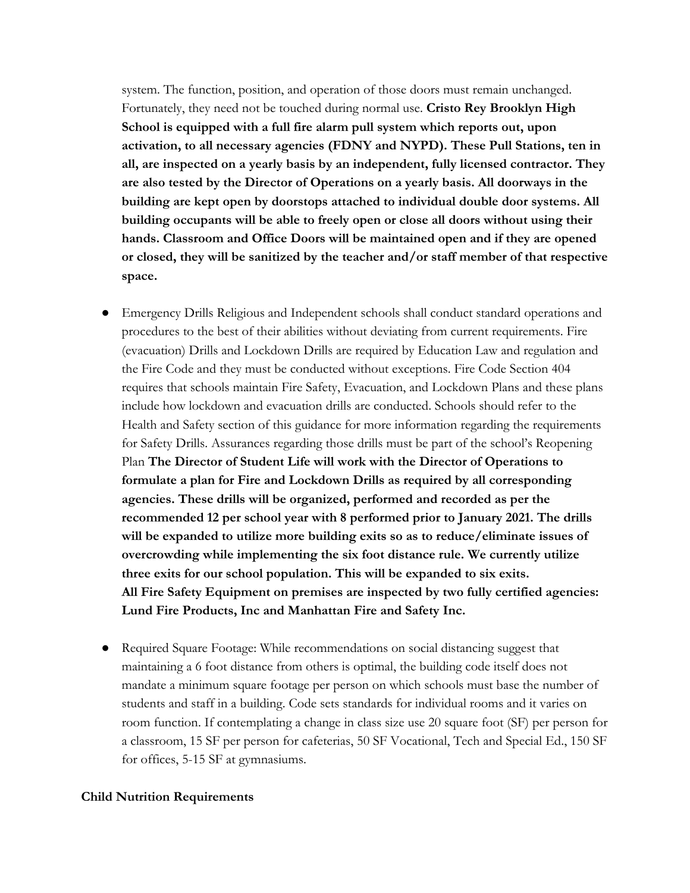system. The function, position, and operation of those doors must remain unchanged. Fortunately, they need not be touched during normal use. **Cristo Rey Brooklyn High School is equipped with a full fire alarm pull system which reports out, upon activation, to all necessary agencies (FDNY and NYPD). These Pull Stations, ten in all, are inspected on a yearly basis by an independent, fully licensed contractor. They are also tested by the Director of Operations on a yearly basis. All doorways in the building are kept open by doorstops attached to individual double door systems. All building occupants will be able to freely open or close all doors without using their hands. Classroom and Office Doors will be maintained open and if they are opened or closed, they will be sanitized by the teacher and/or staff member of that respective space.**

- Emergency Drills Religious and Independent schools shall conduct standard operations and procedures to the best of their abilities without deviating from current requirements. Fire (evacuation) Drills and Lockdown Drills are required by Education Law and regulation and the Fire Code and they must be conducted without exceptions. Fire Code Section 404 requires that schools maintain Fire Safety, Evacuation, and Lockdown Plans and these plans include how lockdown and evacuation drills are conducted. Schools should refer to the Health and Safety section of this guidance for more information regarding the requirements for Safety Drills. Assurances regarding those drills must be part of the school's Reopening Plan **The Director of Student Life will work with the Director of Operations to formulate a plan for Fire and Lockdown Drills as required by all corresponding agencies. These drills will be organized, performed and recorded as per the recommended 12 per school year with 8 performed prior to January 2021. The drills will be expanded to utilize more building exits so as to reduce/eliminate issues of overcrowding while implementing the six foot distance rule. We currently utilize three exits for our school population. This will be expanded to six exits.**
**All Fire Safety Equipment on premises are inspected by two fully certified agencies: Lund Fire Products, Inc and Manhattan Fire and Safety Inc.**

- Required Square Footage: While recommendations on social distancing suggest that maintaining a 6 foot distance from others is optimal, the building code itself does not mandate a minimum square footage per person on which schools must base the number of students and staff in a building. Code sets standards for individual rooms and it varies on room function. If contemplating a change in class size use 20 square foot (SF) per person for a classroom, 15 SF per person for cafeterias, 50 SF Vocational, Tech and Special Ed., 150 SF for offices, 5-15 SF at gymnasiums.

**Child Nutrition Requirements**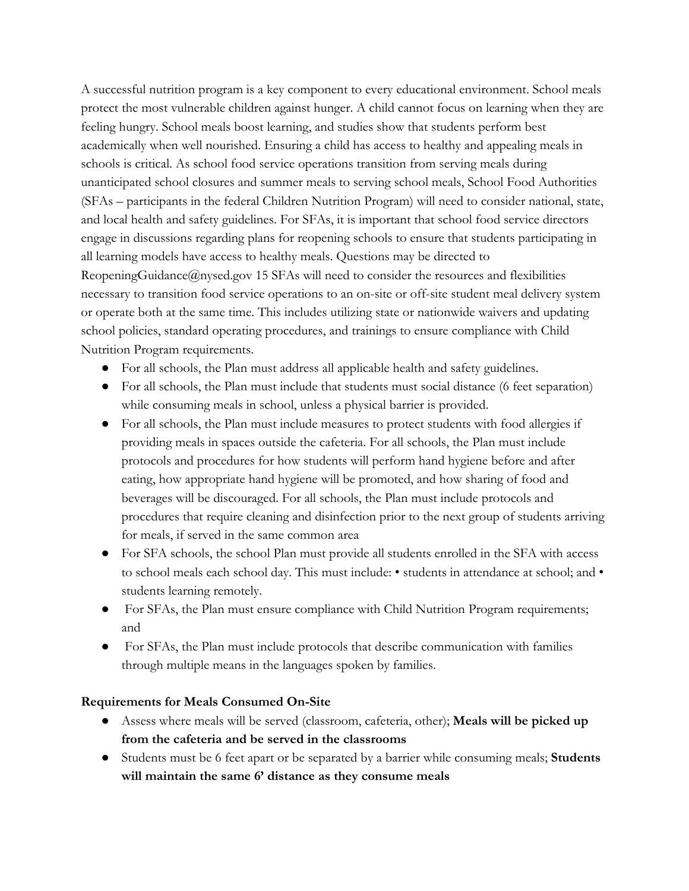A successful nutrition program is a key component to every educational environment. School meals protect the most vulnerable children against hunger. A child cannot focus on learning when they are feeling hungry. School meals boost learning, and studies show that students perform best academically when well nourished. Ensuring a child has access to healthy and appealing meals in schools is critical. As school food service operations transition from serving meals during unanticipated school closures and summer meals to serving school meals, School Food Authorities (SFAs – participants in the federal Children Nutrition Program) will need to consider national, state, and local health and safety guidelines. For SFAs, it is important that school food service directors engage in discussions regarding plans for reopening schools to ensure that students participating in all learning models have access to healthy meals. Questions may be directed to ReopeningGuidance@nysed.gov 15 SFAs will need to consider the resources and flexibilities necessary to transition food service operations to an on-site or off-site student meal delivery system or operate both at the same time. This includes utilizing state or nationwide waivers and updating school policies, standard operating procedures, and trainings to ensure compliance with Child Nutrition Program requirements.

- For all schools, the Plan must address all applicable health and safety guidelines.
- For all schools, the Plan must include that students must social distance (6 feet separation) while consuming meals in school, unless a physical barrier is provided.
- For all schools, the Plan must include measures to protect students with food allergies if providing meals in spaces outside the cafeteria. For all schools, the Plan must include protocols and procedures for how students will perform hand hygiene before and after eating, how appropriate hand hygiene will be promoted, and how sharing of food and beverages will be discouraged. For all schools, the Plan must include protocols and procedures that require cleaning and disinfection prior to the next group of students arriving for meals, if served in the same common area
- For SFA schools, the school Plan must provide all students enrolled in the SFA with access to school meals each school day. This must include: • students in attendance at school; and • students learning remotely.
- For SFAs, the Plan must ensure compliance with Child Nutrition Program requirements; and
- For SFAs, the Plan must include protocols that describe communication with families through multiple means in the languages spoken by families.

**Requirements for Meals Consumed On-Site**

- Assess where meals will be served (classroom, cafeteria, other); **Meals will be picked up from the cafeteria and be served in the classrooms**
- Students must be 6 feet apart or be separated by a barrier while consuming meals; **Students will maintain the same 6' distance as they consume meals**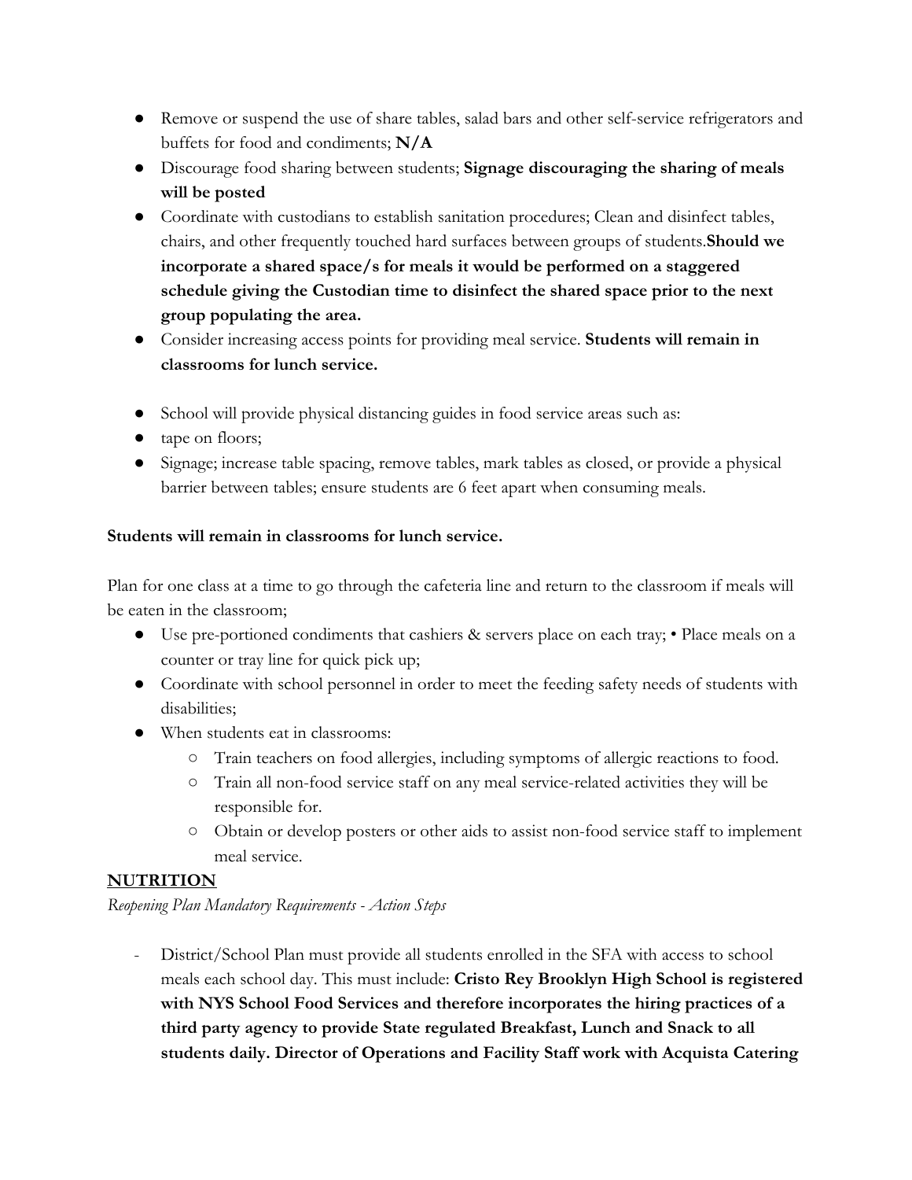- Remove or suspend the use of share tables, salad bars and other self-service refrigerators and buffets for food and condiments; **N/A**
- Discourage food sharing between students; **Signage discouraging the sharing of meals will be posted**
- Coordinate with custodians to establish sanitation procedures; Clean and disinfect tables, chairs, and other frequently touched hard surfaces between groups of students.**Should we incorporate a shared space/s for meals it would be performed on a staggered schedule giving the Custodian time to disinfect the shared space prior to the next group populating the area.**
- Consider increasing access points for providing meal service. **Students will remain in classrooms for lunch service.**

- School will provide physical distancing guides in food service areas such as:
- tape on floors;
- Signage; increase table spacing, remove tables, mark tables as closed, or provide a physical barrier between tables; ensure students are 6 feet apart when consuming meals.

**Students will remain in classrooms for lunch service.**

Plan for one class at a time to go through the cafeteria line and return to the classroom if meals will be eaten in the classroom;

- Use pre-portioned condiments that cashiers & servers place on each tray; • Place meals on a counter or tray line for quick pick up;
- Coordinate with school personnel in order to meet the feeding safety needs of students with disabilities;
- When students eat in classrooms:
    - Train teachers on food allergies, including symptoms of allergic reactions to food.
    - Train all non-food service staff on any meal service-related activities they will be responsible for.
    - Obtain or develop posters or other aids to assist non-food service staff to implement meal service.

## NUTRITION

*Reopening Plan Mandatory Requirements - Action Steps*

- District/School Plan must provide all students enrolled in the SFA with access to school meals each school day. This must include: **Cristo Rey Brooklyn High School is registered with NYS School Food Services and therefore incorporates the hiring practices of a third party agency to provide State regulated Breakfast, Lunch and Snack to all students daily. Director of Operations and Facility Staff work with Acquista Catering**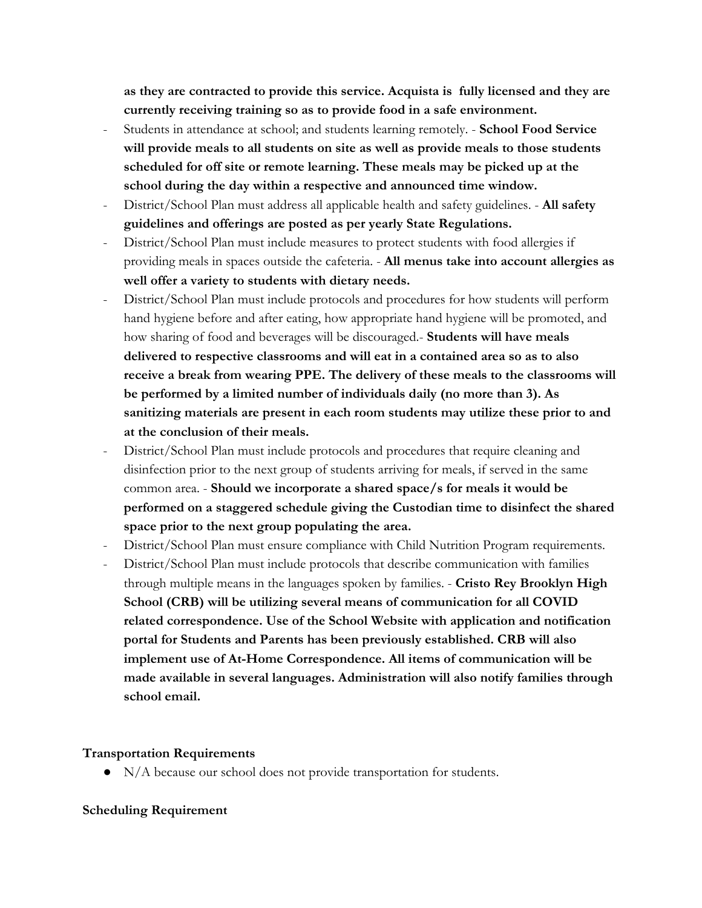**as they are contracted to provide this service. Acquista is fully licensed and they are currently receiving training so as to provide food in a safe environment.**

- Students in attendance at school; and students learning remotely. - **School Food Service will provide meals to all students on site as well as provide meals to those students scheduled for off site or remote learning. These meals may be picked up at the school during the day within a respective and announced time window.**
- District/School Plan must address all applicable health and safety guidelines. - **All safety guidelines and offerings are posted as per yearly State Regulations.**
- District/School Plan must include measures to protect students with food allergies if providing meals in spaces outside the cafeteria. - **All menus take into account allergies as well offer a variety to students with dietary needs.**
- District/School Plan must include protocols and procedures for how students will perform hand hygiene before and after eating, how appropriate hand hygiene will be promoted, and how sharing of food and beverages will be discouraged.- **Students will have meals delivered to respective classrooms and will eat in a contained area so as to also receive a break from wearing PPE. The delivery of these meals to the classrooms will be performed by a limited number of individuals daily (no more than 3). As sanitizing materials are present in each room students may utilize these prior to and at the conclusion of their meals.**
- District/School Plan must include protocols and procedures that require cleaning and disinfection prior to the next group of students arriving for meals, if served in the same common area. - **Should we incorporate a shared space/s for meals it would be performed on a staggered schedule giving the Custodian time to disinfect the shared space prior to the next group populating the area.**
- District/School Plan must ensure compliance with Child Nutrition Program requirements.
- District/School Plan must include protocols that describe communication with families through multiple means in the languages spoken by families. - **Cristo Rey Brooklyn High School (CRB) will be utilizing several means of communication for all COVID related correspondence. Use of the School Website with application and notification portal for Students and Parents has been previously established. CRB will also implement use of At-Home Correspondence. All items of communication will be made available in several languages. Administration will also notify families through school email.**

**Transportation Requirements**

- N/A because our school does not provide transportation for students.

**Scheduling Requirement**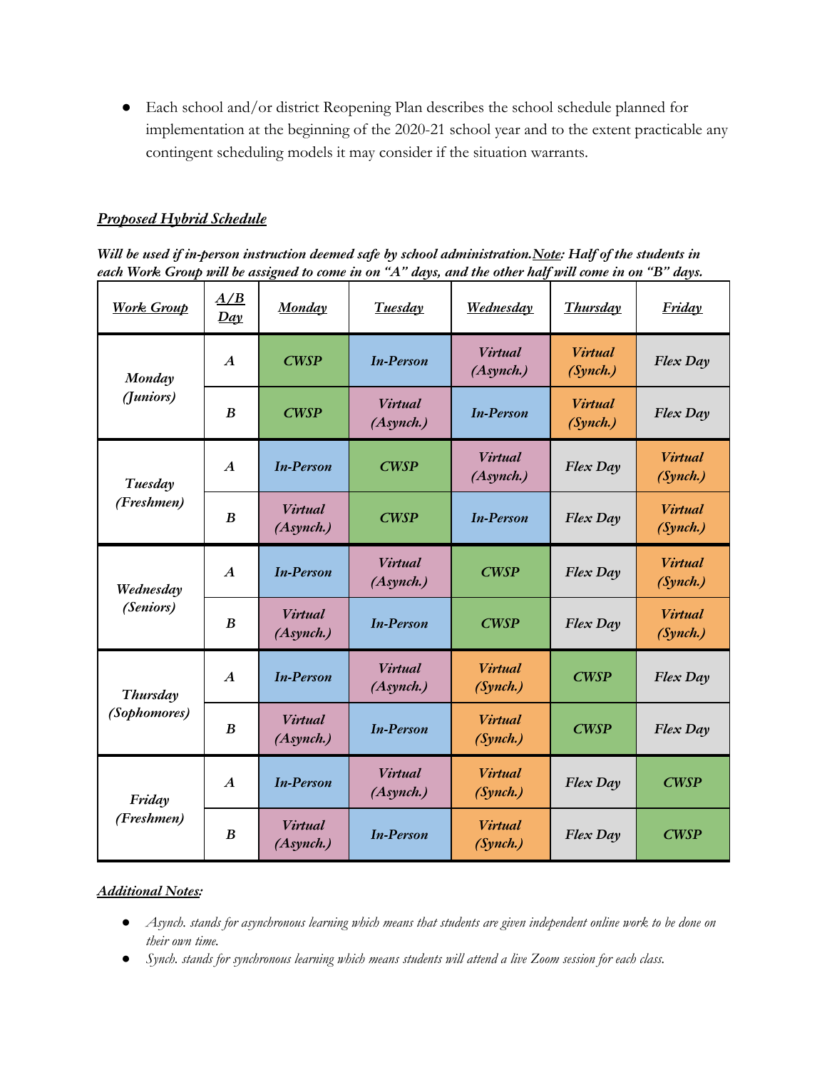- Each school and/or district Reopening Plan describes the school schedule planned for implementation at the beginning of the 2020-21 school year and to the extent practicable any contingent scheduling models it may consider if the situation warrants.

***Proposed Hybrid Schedule***

***Will be used if in-person instruction deemed safe by school administration. Note: Half of the students in each Work Group will be assigned to come in on "A" days, and the other half will come in on "B" days.***

| Work Group | A/B Day | Monday | Tuesday | Wednesday | Thursday | Friday |
|---|---|---|---|---|---|---|
| *Monday (Juniors)* | *A* | *CWSP* | *In-Person* | *Virtual (Asynch.)* | *Virtual (Synch.)* | *Flex Day* |
| | *B* | *CWSP* | *Virtual (Asynch.)* | *In-Person* | *Virtual (Synch.)* | *Flex Day* |
| *Tuesday (Freshmen)* | *A* | *In-Person* | *CWSP* | *Virtual (Asynch.)* | *Flex Day* | *Virtual (Synch.)* |
| | *B* | *Virtual (Asynch.)* | *CWSP* | *In-Person* | *Flex Day* | *Virtual (Synch.)* |
| *Wednesday (Seniors)* | *A* | *In-Person* | *Virtual (Asynch.)* | *CWSP* | *Flex Day* | *Virtual (Synch.)* |
| | *B* | *Virtual (Asynch.)* | *In-Person* | *CWSP* | *Flex Day* | *Virtual (Synch.)* |
| *Thursday (Sophomores)* | *A* | *In-Person* | *Virtual (Asynch.)* | *Virtual (Synch.)* | *CWSP* | *Flex Day* |
| | *B* | *Virtual (Asynch.)* | *In-Person* | *Virtual (Synch.)* | *CWSP* | *Flex Day* |
| *Friday (Freshmen)* | *A* | *In-Person* | *Virtual (Asynch.)* | *Virtual (Synch.)* | *Flex Day* | *CWSP* |
| | *B* | *Virtual (Asynch.)* | *In-Person* | *Virtual (Synch.)* | *Flex Day* | *CWSP* |

***Additional Notes:***

- *Asynch. stands for asynchronous learning which means that students are given independent online work to be done on their own time.*
- *Synch. stands for synchronous learning which means students will attend a live Zoom session for each class.*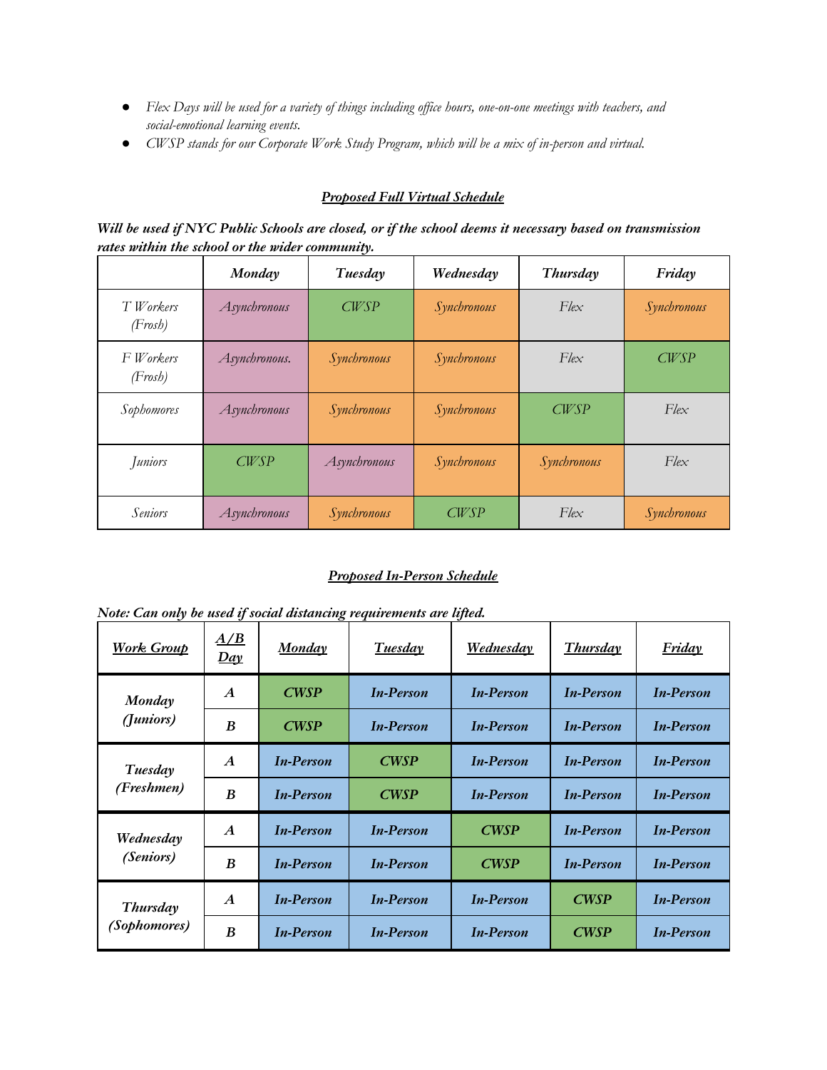- *Flex Days will be used for a variety of things including office hours, one-on-one meetings with teachers, and social-emotional learning events.*
- *CWSP stands for our Corporate Work Study Program, which will be a mix of in-person and virtual.*

## ***Proposed Full Virtual Schedule***

***Will be used if NYC Public Schools are closed, or if the school deems it necessary based on transmission rates within the school or the wider community.***

| | ***Monday*** | ***Tuesday*** | ***Wednesday*** | ***Thursday*** | ***Friday*** |
|---|---|---|---|---|---|
| *T Workers (Frosh)* | *Asynchronous* | *CWSP* | *Synchronous* | *Flex* | *Synchronous* |
| *F Workers (Frosh)* | *Asynchronous.* | *Synchronous* | *Synchronous* | *Flex* | *CWSP* |
| *Sophomores* | *Asynchronous* | *Synchronous* | *Synchronous* | *CWSP* | *Flex* |
| *Juniors* | *CWSP* | *Asynchronous* | *Synchronous* | *Synchronous* | *Flex* |
| *Seniors* | *Asynchronous* | *Synchronous* | *CWSP* | *Flex* | *Synchronous* |

## ***Proposed In-Person Schedule***

***Note: Can only be used if social distancing requirements are lifted.***

| ***Work Group*** | ***A/B Day*** | ***Monday*** | ***Tuesday*** | ***Wednesday*** | ***Thursday*** | ***Friday*** |
|---|---|---|---|---|---|---|
| ***Monday (Juniors)*** | ***A*** | ***CWSP*** | ***In-Person*** | ***In-Person*** | ***In-Person*** | ***In-Person*** |
| | ***B*** | ***CWSP*** | ***In-Person*** | ***In-Person*** | ***In-Person*** | ***In-Person*** |
| ***Tuesday (Freshmen)*** | ***A*** | ***In-Person*** | ***CWSP*** | ***In-Person*** | ***In-Person*** | ***In-Person*** |
| | ***B*** | ***In-Person*** | ***CWSP*** | ***In-Person*** | ***In-Person*** | ***In-Person*** |
| ***Wednesday (Seniors)*** | ***A*** | ***In-Person*** | ***In-Person*** | ***CWSP*** | ***In-Person*** | ***In-Person*** |
| | ***B*** | ***In-Person*** | ***In-Person*** | ***CWSP*** | ***In-Person*** | ***In-Person*** |
| ***Thursday (Sophomores)*** | ***A*** | ***In-Person*** | ***In-Person*** | ***In-Person*** | ***CWSP*** | ***In-Person*** |
| | ***B*** | ***In-Person*** | ***In-Person*** | ***In-Person*** | ***CWSP*** | ***In-Person*** |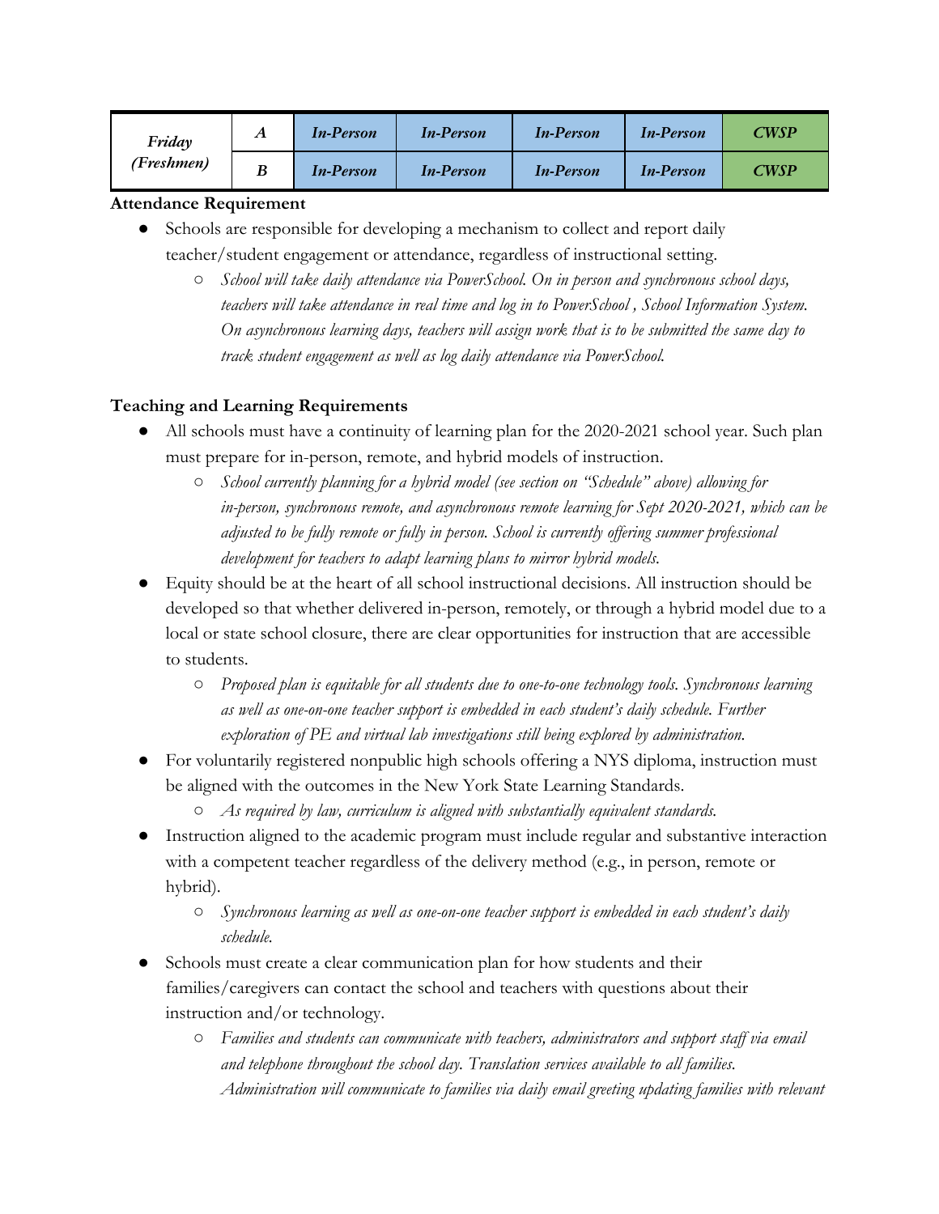| *Friday (Freshmen)* | *A* | *In-Person* | *In-Person* | *In-Person* | *In-Person* | *CWSP* |
|---|---|---|---|---|---|---|
| | *B* | *In-Person* | *In-Person* | *In-Person* | *In-Person* | *CWSP* |

**Attendance Requirement**

- Schools are responsible for developing a mechanism to collect and report daily teacher/student engagement or attendance, regardless of instructional setting.
  - *School will take daily attendance via PowerSchool. On in person and synchronous school days, teachers will take attendance in real time and log in to PowerSchool , School Information System. On asynchronous learning days, teachers will assign work that is to be submitted the same day to track student engagement as well as log daily attendance via PowerSchool.*

**Teaching and Learning Requirements**

- All schools must have a continuity of learning plan for the 2020-2021 school year. Such plan must prepare for in-person, remote, and hybrid models of instruction.
  - *School currently planning for a hybrid model (see section on "Schedule" above) allowing for in-person, synchronous remote, and asynchronous remote learning for Sept 2020-2021, which can be adjusted to be fully remote or fully in person. School is currently offering summer professional development for teachers to adapt learning plans to mirror hybrid models.*
- Equity should be at the heart of all school instructional decisions. All instruction should be developed so that whether delivered in-person, remotely, or through a hybrid model due to a local or state school closure, there are clear opportunities for instruction that are accessible to students.
  - *Proposed plan is equitable for all students due to one-to-one technology tools. Synchronous learning as well as one-on-one teacher support is embedded in each student's daily schedule. Further exploration of PE and virtual lab investigations still being explored by administration.*
- For voluntarily registered nonpublic high schools offering a NYS diploma, instruction must be aligned with the outcomes in the New York State Learning Standards.
  - *As required by law, curriculum is aligned with substantially equivalent standards.*
- Instruction aligned to the academic program must include regular and substantive interaction with a competent teacher regardless of the delivery method (e.g., in person, remote or hybrid).
  - *Synchronous learning as well as one-on-one teacher support is embedded in each student's daily schedule.*
- Schools must create a clear communication plan for how students and their families/caregivers can contact the school and teachers with questions about their instruction and/or technology.
  - *Families and students can communicate with teachers, administrators and support staff via email and telephone throughout the school day. Translation services available to all families. Administration will communicate to families via daily email greeting updating families with relevant*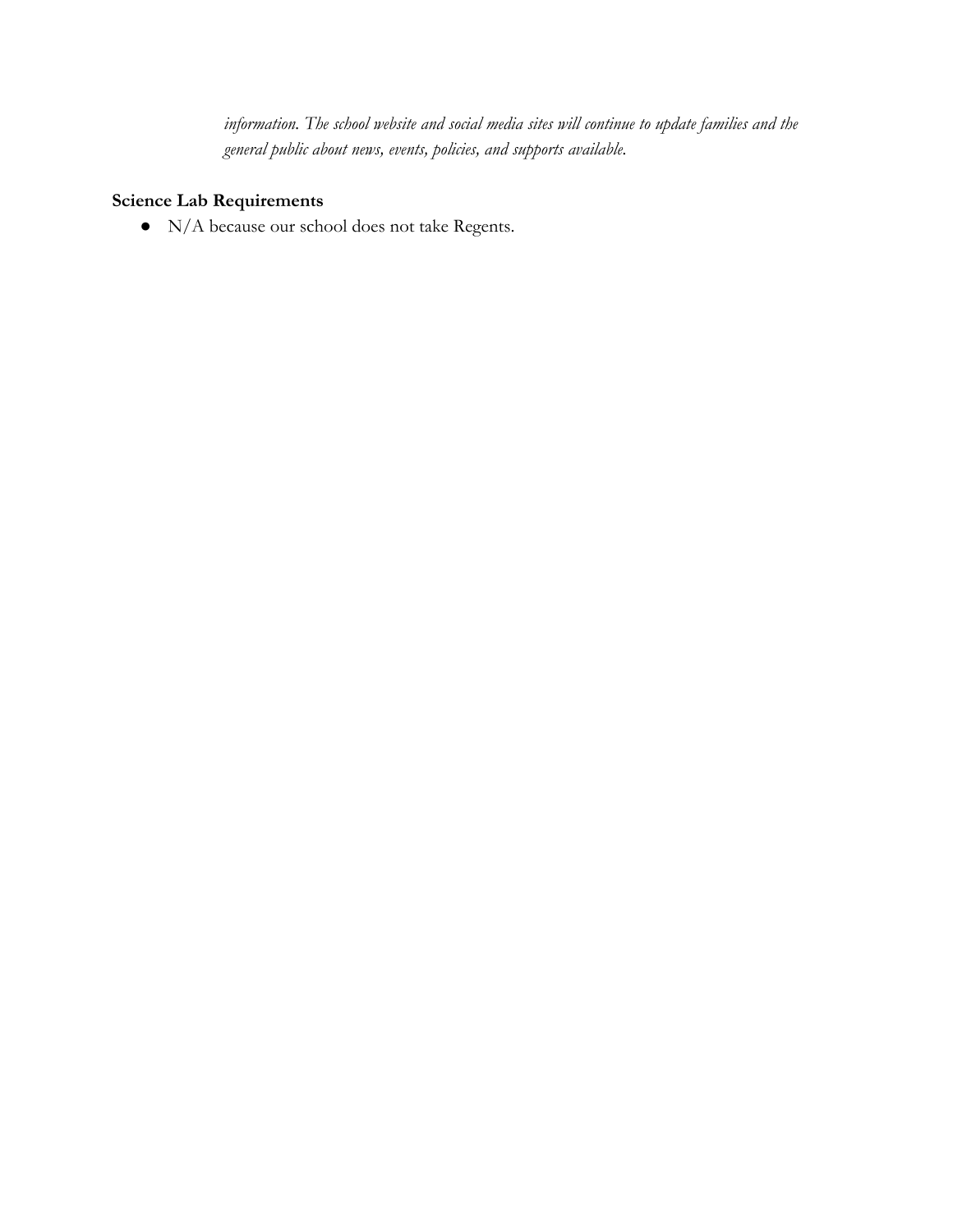*information. The school website and social media sites will continue to update families and the general public about news, events, policies, and supports available.*

**Science Lab Requirements**

- N/A because our school does not take Regents.